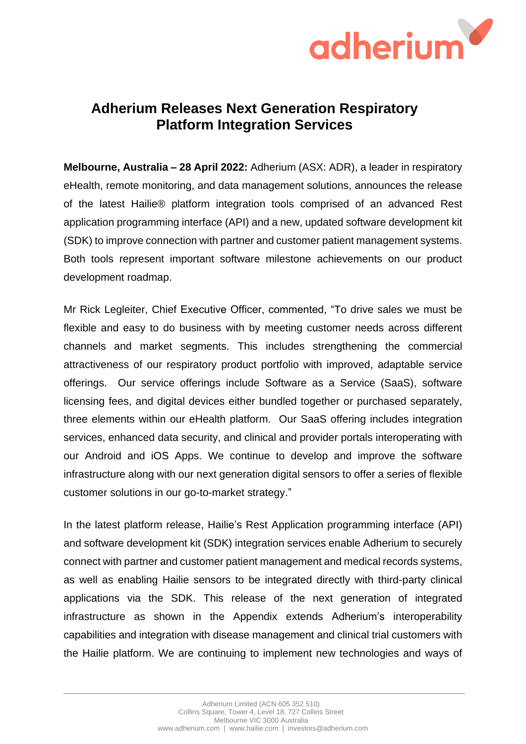# Adherium Releases Next Generation Respiratory Platform Integration Services

**Melbourne, Australia – 28 April 2022:** Adherium (ASX: ADR), a leader in respiratory eHealth, remote monitoring, and data management solutions, announces the release of the latest Hailie® platform integration tools comprised of an advanced Rest application programming interface (API) and a new, updated software development kit (SDK) to improve connection with partner and customer patient management systems. Both tools represent important software milestone achievements on our product development roadmap.

Mr Rick Legleiter, Chief Executive Officer, commented, "To drive sales we must be flexible and easy to do business with by meeting customer needs across different channels and market segments. This includes strengthening the commercial attractiveness of our respiratory product portfolio with improved, adaptable service offerings. Our service offerings include Software as a Service (SaaS), software licensing fees, and digital devices either bundled together or purchased separately, three elements within our eHealth platform. Our SaaS offering includes integration services, enhanced data security, and clinical and provider portals interoperating with our Android and iOS Apps. We continue to develop and improve the software infrastructure along with our next generation digital sensors to offer a series of flexible customer solutions in our go-to-market strategy."

In the latest platform release, Hailie's Rest Application programming interface (API) and software development kit (SDK) integration services enable Adherium to securely connect with partner and customer patient management and medical records systems, as well as enabling Hailie sensors to be integrated directly with third-party clinical applications via the SDK. This release of the next generation of integrated infrastructure as shown in the Appendix extends Adherium's interoperability capabilities and integration with disease management and clinical trial customers with the Hailie platform. We are continuing to implement new technologies and ways of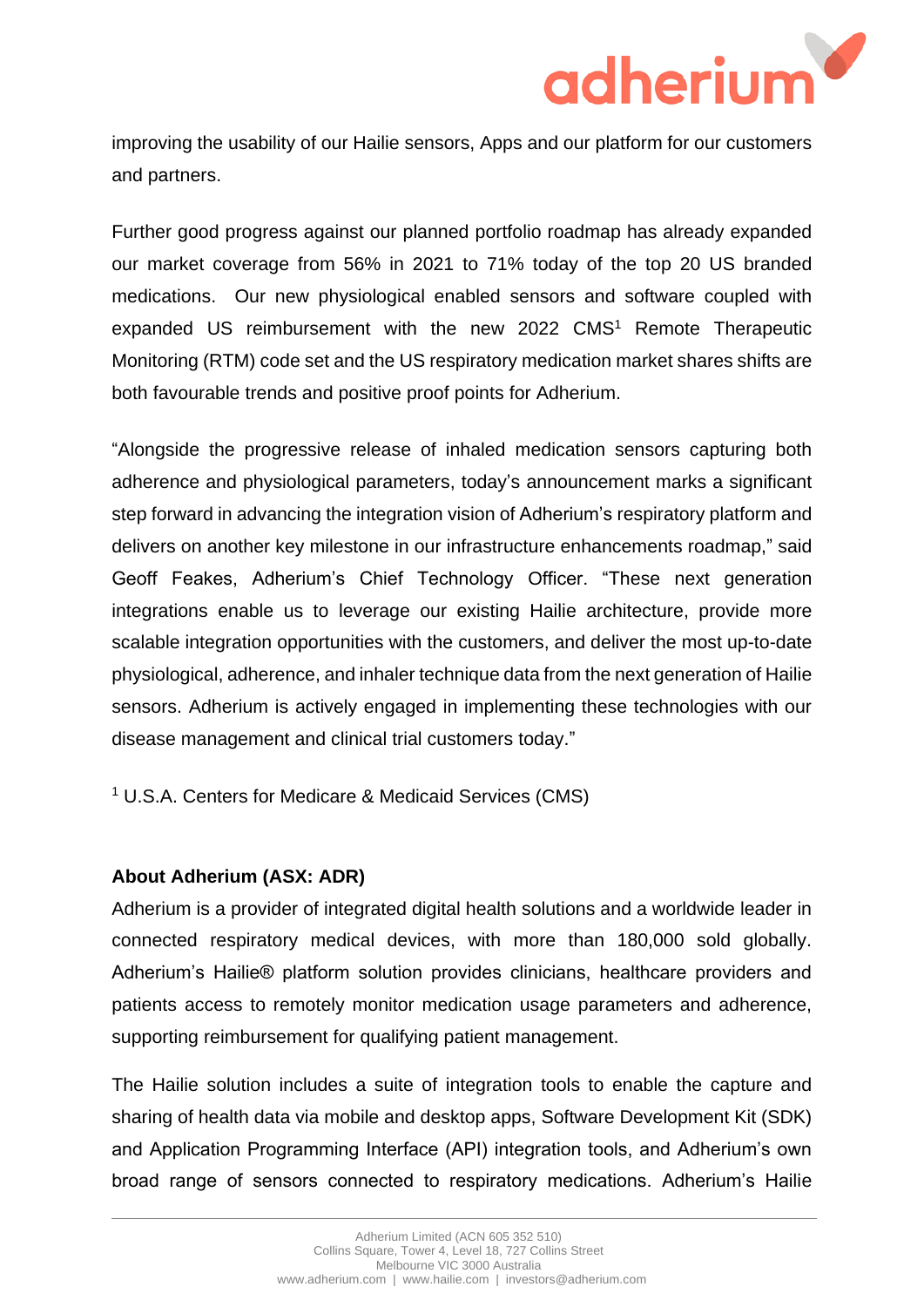improving the usability of our Hailie sensors, Apps and our platform for our customers and partners.

Further good progress against our planned portfolio roadmap has already expanded our market coverage from 56% in 2021 to 71% today of the top 20 US branded medications. Our new physiological enabled sensors and software coupled with expanded US reimbursement with the new 2022 CMS[1] Remote Therapeutic Monitoring (RTM) code set and the US respiratory medication market shares shifts are both favourable trends and positive proof points for Adherium.

"Alongside the progressive release of inhaled medication sensors capturing both adherence and physiological parameters, today's announcement marks a significant step forward in advancing the integration vision of Adherium's respiratory platform and delivers on another key milestone in our infrastructure enhancements roadmap," said Geoff Feakes, Adherium's Chief Technology Officer. "These next generation integrations enable us to leverage our existing Hailie architecture, provide more scalable integration opportunities with the customers, and deliver the most up-to-date physiological, adherence, and inhaler technique data from the next generation of Hailie sensors. Adherium is actively engaged in implementing these technologies with our disease management and clinical trial customers today."

[1] U.S.A. Centers for Medicare & Medicaid Services (CMS)

**About Adherium (ASX: ADR)**

Adherium is a provider of integrated digital health solutions and a worldwide leader in connected respiratory medical devices, with more than 180,000 sold globally. Adherium's Hailie® platform solution provides clinicians, healthcare providers and patients access to remotely monitor medication usage parameters and adherence, supporting reimbursement for qualifying patient management.

The Hailie solution includes a suite of integration tools to enable the capture and sharing of health data via mobile and desktop apps, Software Development Kit (SDK) and Application Programming Interface (API) integration tools, and Adherium's own broad range of sensors connected to respiratory medications. Adherium's Hailie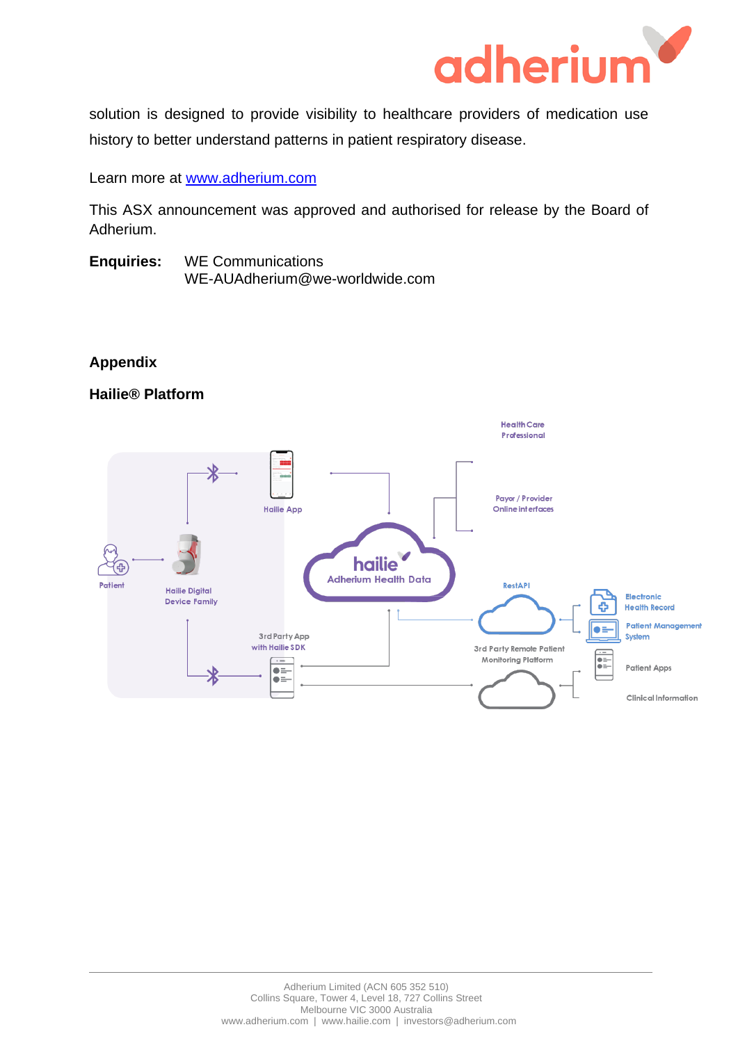solution is designed to provide visibility to healthcare providers of medication use history to better understand patterns in patient respiratory disease.

Learn more at [www.adherium.com](http://www.adherium.com)

This ASX announcement was approved and authorised for release by the Board of Adherium.

**Enquiries:** WE Communications
WE-AUAdherium@we-worldwide.com

## Appendix

### Hailie® Platform

Health Care Professional

Payor / Provider Online interfaces

Hailie App

Patient

Hailie Digital Device Family

hailie
Adherium Health Data

RestAPI

Electronic Health Record

Patient Management System

3rd Party App with Hailie SDK

3rd Party Remote Patient Monitoring Platform

Patient Apps

Clinical Information

Adherium Limited (ACN 605 352 510)
Collins Square, Tower 4, Level 18, 727 Collins Street
Melbourne VIC 3000 Australia
www.adherium.com | www.hailie.com | investors@adherium.com